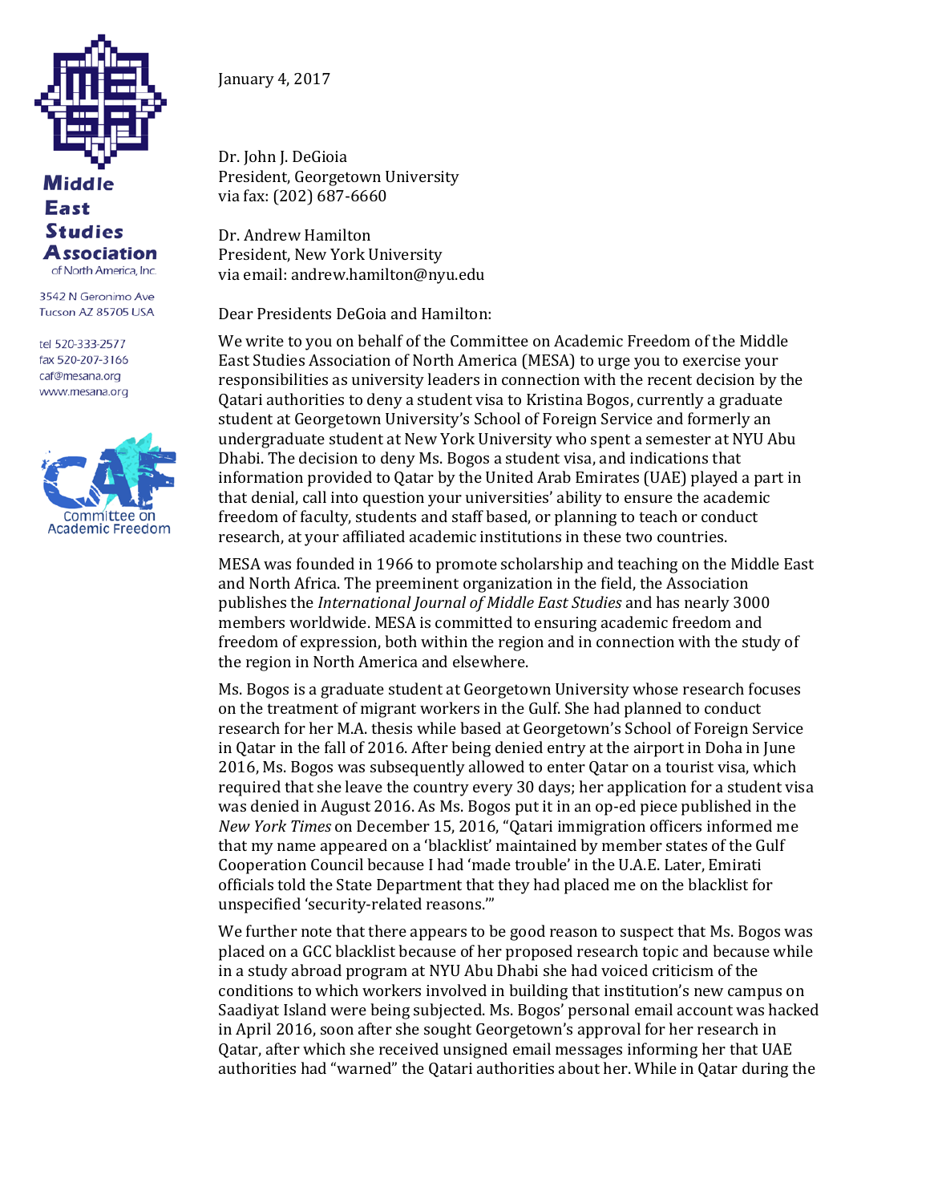**Middle East Studies Association** of North America, Inc.

3542 N Geronimo Ave
Tucson AZ 85705 USA

tel 520-333-2577
fax 520-207-3166
caf@mesana.org
www.mesana.org

Committee on Academic Freedom

January 4, 2017

Dr. John J. DeGioia
President, Georgetown University
via fax: (202) 687-6660

Dr. Andrew Hamilton
President, New York University
via email: andrew.hamilton@nyu.edu

Dear Presidents DeGoia and Hamilton:

We write to you on behalf of the Committee on Academic Freedom of the Middle East Studies Association of North America (MESA) to urge you to exercise your responsibilities as university leaders in connection with the recent decision by the Qatari authorities to deny a student visa to Kristina Bogos, currently a graduate student at Georgetown University's School of Foreign Service and formerly an undergraduate student at New York University who spent a semester at NYU Abu Dhabi. The decision to deny Ms. Bogos a student visa, and indications that information provided to Qatar by the United Arab Emirates (UAE) played a part in that denial, call into question your universities' ability to ensure the academic freedom of faculty, students and staff based, or planning to teach or conduct research, at your affiliated academic institutions in these two countries.

MESA was founded in 1966 to promote scholarship and teaching on the Middle East and North Africa. The preeminent organization in the field, the Association publishes the *International Journal of Middle East Studies* and has nearly 3000 members worldwide. MESA is committed to ensuring academic freedom and freedom of expression, both within the region and in connection with the study of the region in North America and elsewhere.

Ms. Bogos is a graduate student at Georgetown University whose research focuses on the treatment of migrant workers in the Gulf. She had planned to conduct research for her M.A. thesis while based at Georgetown's School of Foreign Service in Qatar in the fall of 2016. After being denied entry at the airport in Doha in June 2016, Ms. Bogos was subsequently allowed to enter Qatar on a tourist visa, which required that she leave the country every 30 days; her application for a student visa was denied in August 2016. As Ms. Bogos put it in an op-ed piece published in the *New York Times* on December 15, 2016, "Qatari immigration officers informed me that my name appeared on a 'blacklist' maintained by member states of the Gulf Cooperation Council because I had 'made trouble' in the U.A.E. Later, Emirati officials told the State Department that they had placed me on the blacklist for unspecified 'security-related reasons.'"

We further note that there appears to be good reason to suspect that Ms. Bogos was placed on a GCC blacklist because of her proposed research topic and because while in a study abroad program at NYU Abu Dhabi she had voiced criticism of the conditions to which workers involved in building that institution's new campus on Saadiyat Island were being subjected. Ms. Bogos' personal email account was hacked in April 2016, soon after she sought Georgetown's approval for her research in Qatar, after which she received unsigned email messages informing her that UAE authorities had "warned" the Qatari authorities about her. While in Qatar during the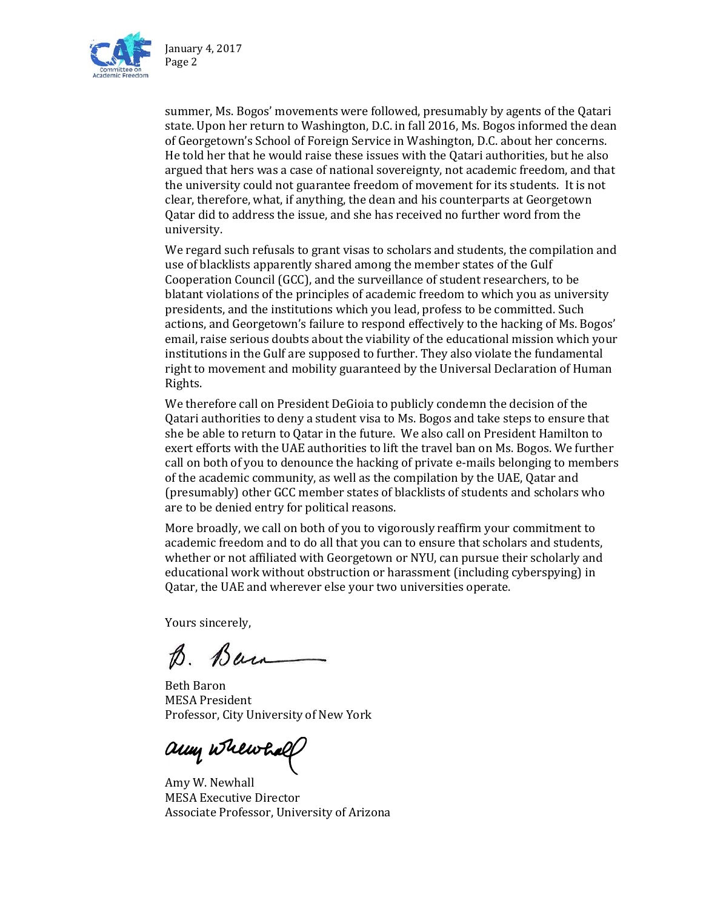summer, Ms. Bogos' movements were followed, presumably by agents of the Qatari state. Upon her return to Washington, D.C. in fall 2016, Ms. Bogos informed the dean of Georgetown's School of Foreign Service in Washington, D.C. about her concerns. He told her that he would raise these issues with the Qatari authorities, but he also argued that hers was a case of national sovereignty, not academic freedom, and that the university could not guarantee freedom of movement for its students. It is not clear, therefore, what, if anything, the dean and his counterparts at Georgetown Qatar did to address the issue, and she has received no further word from the university.

We regard such refusals to grant visas to scholars and students, the compilation and use of blacklists apparently shared among the member states of the Gulf Cooperation Council (GCC), and the surveillance of student researchers, to be blatant violations of the principles of academic freedom to which you as university presidents, and the institutions which you lead, profess to be committed. Such actions, and Georgetown's failure to respond effectively to the hacking of Ms. Bogos' email, raise serious doubts about the viability of the educational mission which your institutions in the Gulf are supposed to further. They also violate the fundamental right to movement and mobility guaranteed by the Universal Declaration of Human Rights.

We therefore call on President DeGioia to publicly condemn the decision of the Qatari authorities to deny a student visa to Ms. Bogos and take steps to ensure that she be able to return to Qatar in the future. We also call on President Hamilton to exert efforts with the UAE authorities to lift the travel ban on Ms. Bogos. We further call on both of you to denounce the hacking of private e-mails belonging to members of the academic community, as well as the compilation by the UAE, Qatar and (presumably) other GCC member states of blacklists of students and scholars who are to be denied entry for political reasons.

More broadly, we call on both of you to vigorously reaffirm your commitment to academic freedom and to do all that you can to ensure that scholars and students, whether or not affiliated with Georgetown or NYU, can pursue their scholarly and educational work without obstruction or harassment (including cyberspying) in Qatar, the UAE and wherever else your two universities operate.

Yours sincerely,

Beth Baron
MESA President
Professor, City University of New York

Amy W. Newhall
MESA Executive Director
Associate Professor, University of Arizona